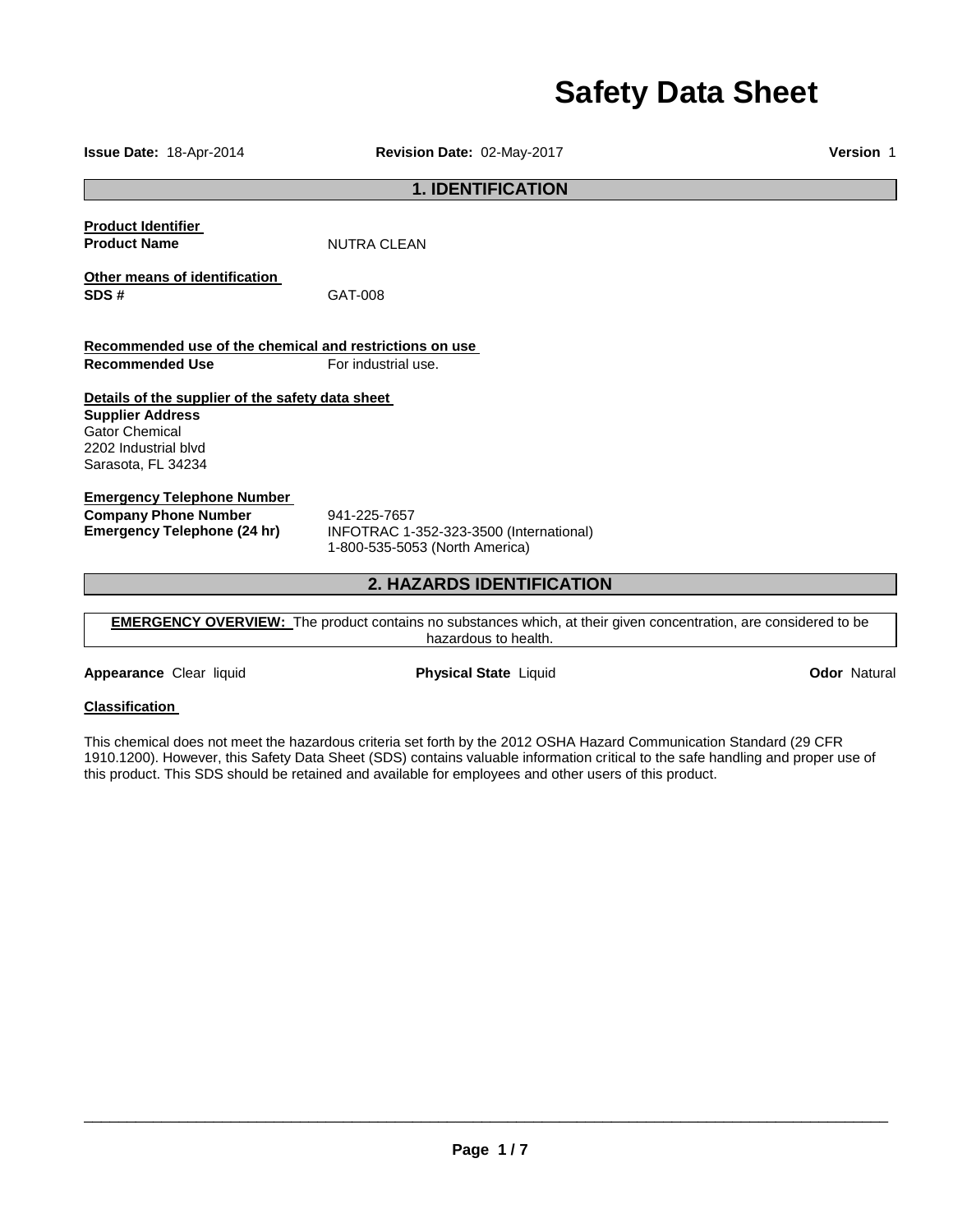# Safety Data Sheet

**Issue Date:** 18-Apr-2014 **Revision Date:** 02-May-2017 **Version** 1

## 1. IDENTIFICATION

**Product Identifier**

**Product Name** NUTRA CLEAN

**Other means of identification**

**SDS #** GAT-008

**Recommended use of the chemical and restrictions on use**

**Recommended Use** For industrial use.

**Details of the supplier of the safety data sheet**

**Supplier Address**
Gator Chemical
2202 Industrial blvd
Sarasota, FL 34234

**Emergency Telephone Number**

**Company Phone Number** 941-225-7657

**Emergency Telephone (24 hr)** INFOTRAC 1-352-323-3500 (International)
1-800-535-5053 (North America)

## 2. HAZARDS IDENTIFICATION

**EMERGENCY OVERVIEW:** The product contains no substances which, at their given concentration, are considered to be hazardous to health.

**Appearance** Clear liquid **Physical State** Liquid **Odor** Natural

**Classification**

This chemical does not meet the hazardous criteria set forth by the 2012 OSHA Hazard Communication Standard (29 CFR 1910.1200). However, this Safety Data Sheet (SDS) contains valuable information critical to the safe handling and proper use of this product. This SDS should be retained and available for employees and other users of this product.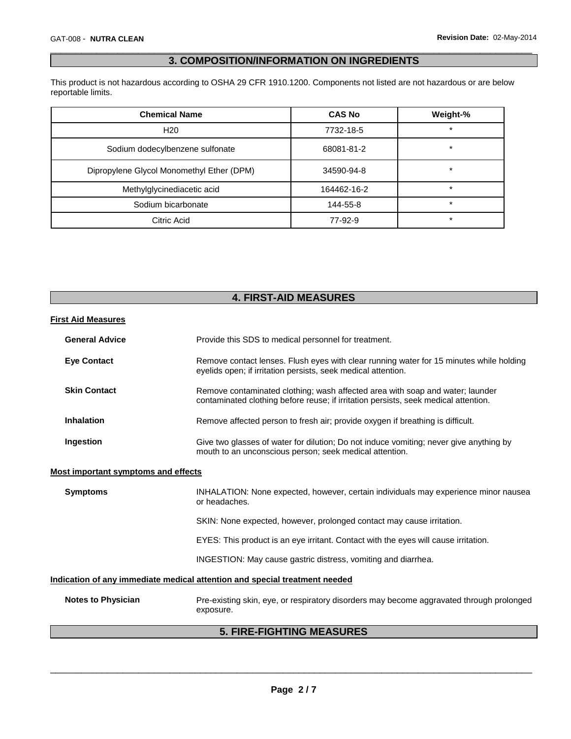## 3. COMPOSITION/INFORMATION ON INGREDIENTS

This product is not hazardous according to OSHA 29 CFR 1910.1200. Components not listed are not hazardous or are below reportable limits.

| Chemical Name | CAS No | Weight-% |
|---|---|---|
| H20 | 7732-18-5 | * |
| Sodium dodecylbenzene sulfonate | 68081-81-2 | * |
| Dipropylene Glycol Monomethyl Ether (DPM) | 34590-94-8 | * |
| Methylglycinediacetic acid | 164462-16-2 | * |
| Sodium bicarbonate | 144-55-8 | * |
| Citric Acid | 77-92-9 | * |

## 4. FIRST-AID MEASURES

**First Aid Measures**

**General Advice** Provide this SDS to medical personnel for treatment.

**Eye Contact** Remove contact lenses. Flush eyes with clear running water for 15 minutes while holding eyelids open; if irritation persists, seek medical attention.

**Skin Contact** Remove contaminated clothing; wash affected area with soap and water; launder contaminated clothing before reuse; if irritation persists, seek medical attention.

**Inhalation** Remove affected person to fresh air; provide oxygen if breathing is difficult.

**Ingestion** Give two glasses of water for dilution; Do not induce vomiting; never give anything by mouth to an unconscious person; seek medical attention.

**Most important symptoms and effects**

**Symptoms** INHALATION: None expected, however, certain individuals may experience minor nausea or headaches.

SKIN: None expected, however, prolonged contact may cause irritation.

EYES: This product is an eye irritant. Contact with the eyes will cause irritation.

INGESTION: May cause gastric distress, vomiting and diarrhea.

**Indication of any immediate medical attention and special treatment needed**

**Notes to Physician** Pre-existing skin, eye, or respiratory disorders may become aggravated through prolonged exposure.

## 5. FIRE-FIGHTING MEASURES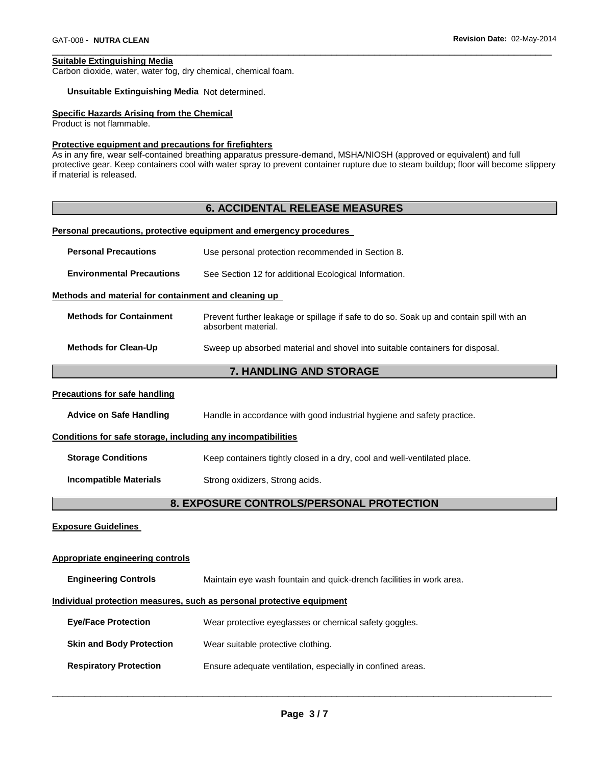**Suitable Extinguishing Media**

Carbon dioxide, water, water fog, dry chemical, chemical foam.

**Unsuitable Extinguishing Media** Not determined.

**Specific Hazards Arising from the Chemical**

Product is not flammable.

**Protective equipment and precautions for firefighters**

As in any fire, wear self-contained breathing apparatus pressure-demand, MSHA/NIOSH (approved or equivalent) and full protective gear. Keep containers cool with water spray to prevent container rupture due to steam buildup; floor will become slippery if material is released.

## 6. ACCIDENTAL RELEASE MEASURES

**Personal precautions, protective equipment and emergency procedures**

**Personal Precautions** Use personal protection recommended in Section 8.

**Environmental Precautions** See Section 12 for additional Ecological Information.

**Methods and material for containment and cleaning up**

**Methods for Containment** Prevent further leakage or spillage if safe to do so. Soak up and contain spill with an absorbent material.

**Methods for Clean-Up** Sweep up absorbed material and shovel into suitable containers for disposal.

## 7. HANDLING AND STORAGE

**Precautions for safe handling**

**Advice on Safe Handling** Handle in accordance with good industrial hygiene and safety practice.

**Conditions for safe storage, including any incompatibilities**

**Storage Conditions** Keep containers tightly closed in a dry, cool and well-ventilated place.

**Incompatible Materials** Strong oxidizers, Strong acids.

## 8. EXPOSURE CONTROLS/PERSONAL PROTECTION

**Exposure Guidelines**

**Appropriate engineering controls**

**Engineering Controls** Maintain eye wash fountain and quick-drench facilities in work area.

**Individual protection measures, such as personal protective equipment**

**Eye/Face Protection** Wear protective eyeglasses or chemical safety goggles.

**Skin and Body Protection** Wear suitable protective clothing.

**Respiratory Protection** Ensure adequate ventilation, especially in confined areas.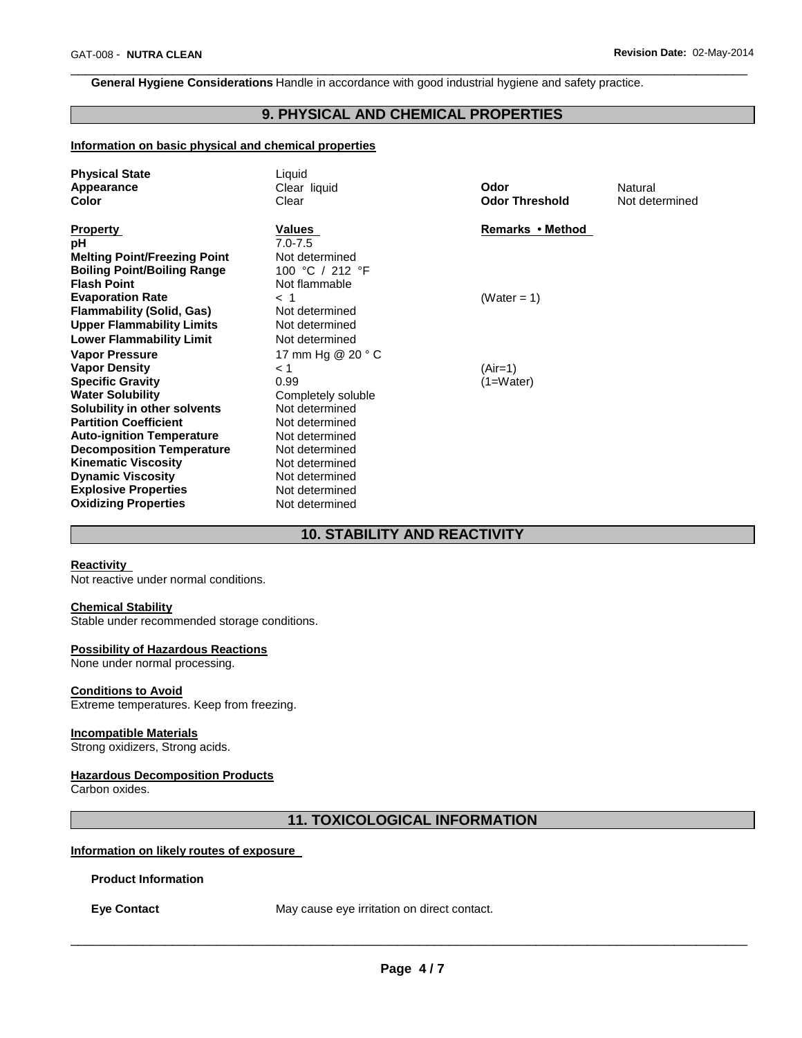**General Hygiene Considerations** Handle in accordance with good industrial hygiene and safety practice.

## 9. PHYSICAL AND CHEMICAL PROPERTIES

**Information on basic physical and chemical properties**

| | | | |
|---|---|---|---|
| **Physical State** | Liquid | | |
| **Appearance** | Clear liquid | **Odor** | Natural |
| **Color** | Clear | **Odor Threshold** | Not determined |

| **Property** | **Values** | **Remarks • Method** |
|---|---|---|
| **pH** | 7.0-7.5 | |
| **Melting Point/Freezing Point** | Not determined | |
| **Boiling Point/Boiling Range** | 100 °C / 212 °F | |
| **Flash Point** | Not flammable | |
| **Evaporation Rate** | < 1 | (Water = 1) |
| **Flammability (Solid, Gas)** | Not determined | |
| **Upper Flammability Limits** | Not determined | |
| **Lower Flammability Limit** | Not determined | |
| **Vapor Pressure** | 17 mm Hg @ 20 ° C | |
| **Vapor Density** | < 1 | (Air=1) |
| **Specific Gravity** | 0.99 | (1=Water) |
| **Water Solubility** | Completely soluble | |
| **Solubility in other solvents** | Not determined | |
| **Partition Coefficient** | Not determined | |
| **Auto-ignition Temperature** | Not determined | |
| **Decomposition Temperature** | Not determined | |
| **Kinematic Viscosity** | Not determined | |
| **Dynamic Viscosity** | Not determined | |
| **Explosive Properties** | Not determined | |
| **Oxidizing Properties** | Not determined | |

## 10. STABILITY AND REACTIVITY

**Reactivity**

Not reactive under normal conditions.

**Chemical Stability**

Stable under recommended storage conditions.

**Possibility of Hazardous Reactions**

None under normal processing.

**Conditions to Avoid**

Extreme temperatures. Keep from freezing.

**Incompatible Materials**

Strong oxidizers, Strong acids.

**Hazardous Decomposition Products**

Carbon oxides.

## 11. TOXICOLOGICAL INFORMATION

**Information on likely routes of exposure**

**Product Information**

**Eye Contact** May cause eye irritation on direct contact.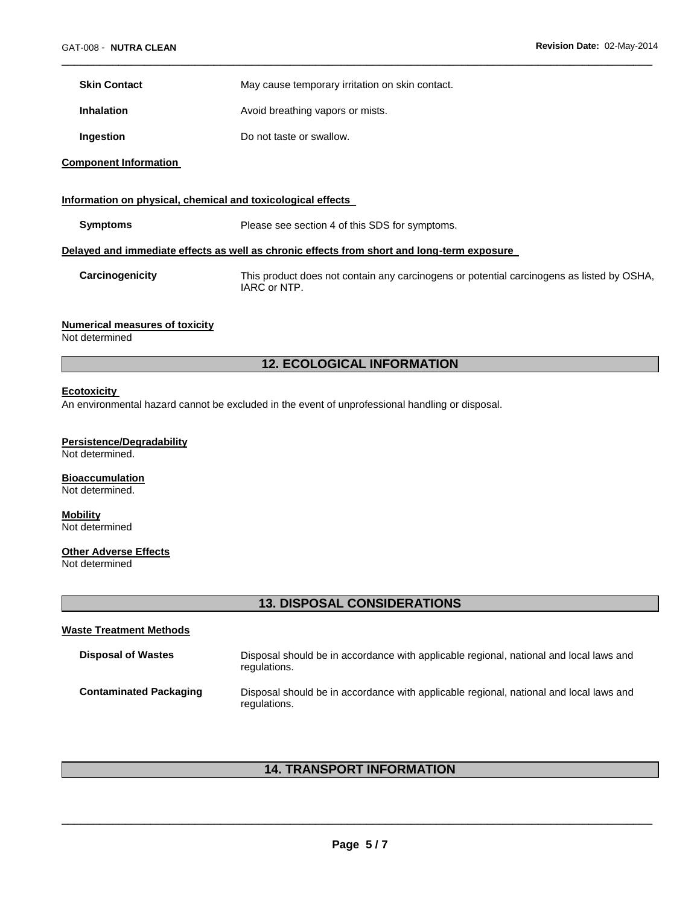| | |
|---|---|
| **Skin Contact** | May cause temporary irritation on skin contact. |
| **Inhalation** | Avoid breathing vapors or mists. |
| **Ingestion** | Do not taste or swallow. |

**Component Information**

**Information on physical, chemical and toxicological effects**

| | |
|---|---|
| **Symptoms** | Please see section 4 of this SDS for symptoms. |

**Delayed and immediate effects as well as chronic effects from short and long-term exposure**

| | |
|---|---|
| **Carcinogenicity** | This product does not contain any carcinogens or potential carcinogens as listed by OSHA, IARC or NTP. |

**Numerical measures of toxicity**
Not determined

## 12. ECOLOGICAL INFORMATION

**Ecotoxicity**
An environmental hazard cannot be excluded in the event of unprofessional handling or disposal.

**Persistence/Degradability**
Not determined.

**Bioaccumulation**
Not determined.

**Mobility**
Not determined

**Other Adverse Effects**
Not determined

## 13. DISPOSAL CONSIDERATIONS

**Waste Treatment Methods**

| | |
|---|---|
| **Disposal of Wastes** | Disposal should be in accordance with applicable regional, national and local laws and regulations. |
| **Contaminated Packaging** | Disposal should be in accordance with applicable regional, national and local laws and regulations. |

## 14. TRANSPORT INFORMATION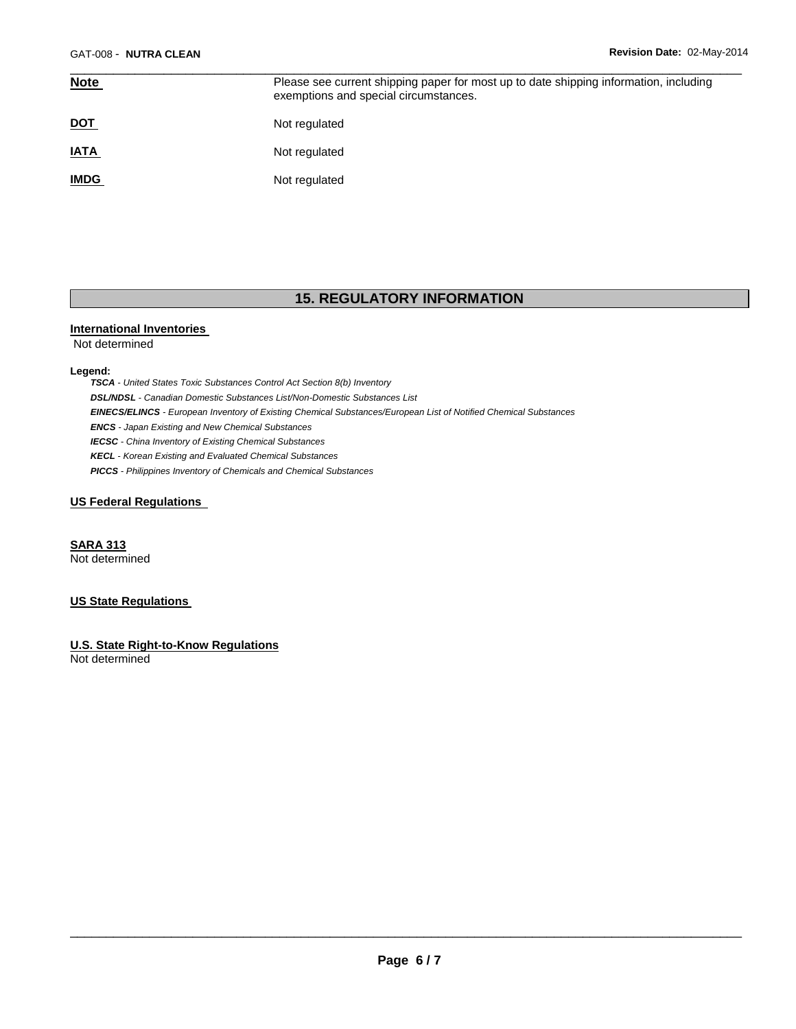| | |
|---|---|
| **Note** | Please see current shipping paper for most up to date shipping information, including exemptions and special circumstances. |
| **DOT** | Not regulated |
| **IATA** | Not regulated |
| **IMDG** | Not regulated |

## 15. REGULATORY INFORMATION

**International Inventories**

Not determined

**Legend:**

***TSCA*** *- United States Toxic Substances Control Act Section 8(b) Inventory*

***DSL/NDSL*** *- Canadian Domestic Substances List/Non-Domestic Substances List*

***EINECS/ELINCS*** *- European Inventory of Existing Chemical Substances/European List of Notified Chemical Substances*

***ENCS*** *- Japan Existing and New Chemical Substances*

***IECSC*** *- China Inventory of Existing Chemical Substances*

***KECL*** *- Korean Existing and Evaluated Chemical Substances*

***PICCS*** *- Philippines Inventory of Chemicals and Chemical Substances*

**US Federal Regulations**

**SARA 313**

Not determined

**US State Regulations**

**U.S. State Right-to-Know Regulations**

Not determined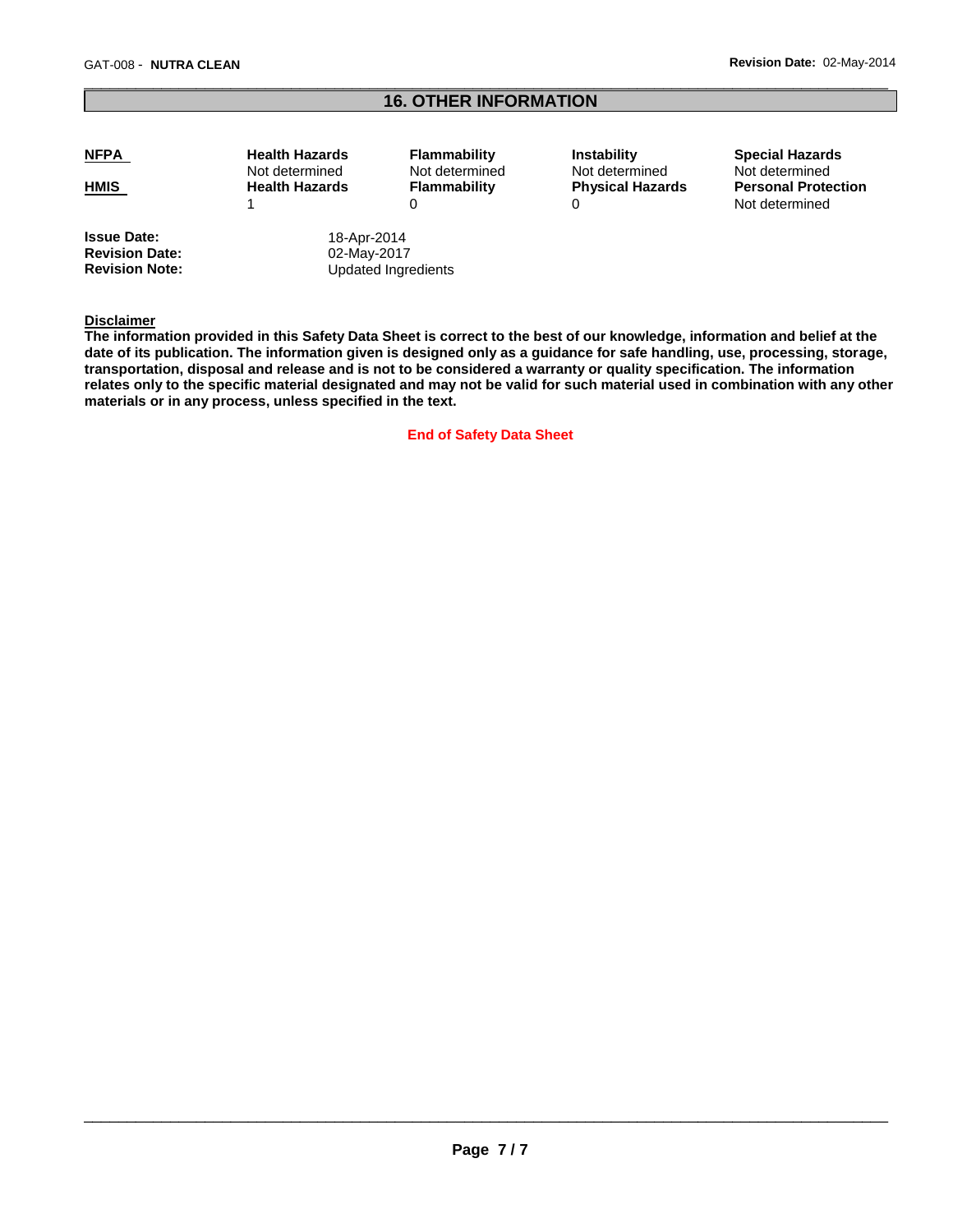## 16. OTHER INFORMATION

| | | | | |
|---|---|---|---|---|
| **NFPA** | **Health Hazards** | **Flammability** | **Instability** | **Special Hazards** |
| | Not determined | Not determined | Not determined | Not determined |
| **HMIS** | **Health Hazards** | **Flammability** | **Physical Hazards** | **Personal Protection** |
| | 1 | 0 | 0 | Not determined |

| | |
|---|---|
| **Issue Date:** | 18-Apr-2014 |
| **Revision Date:** | 02-May-2017 |
| **Revision Note:** | Updated Ingredients |

**Disclaimer**

**The information provided in this Safety Data Sheet is correct to the best of our knowledge, information and belief at the date of its publication. The information given is designed only as a guidance for safe handling, use, processing, storage, transportation, disposal and release and is not to be considered a warranty or quality specification. The information relates only to the specific material designated and may not be valid for such material used in combination with any other materials or in any process, unless specified in the text.**

**End of Safety Data Sheet**